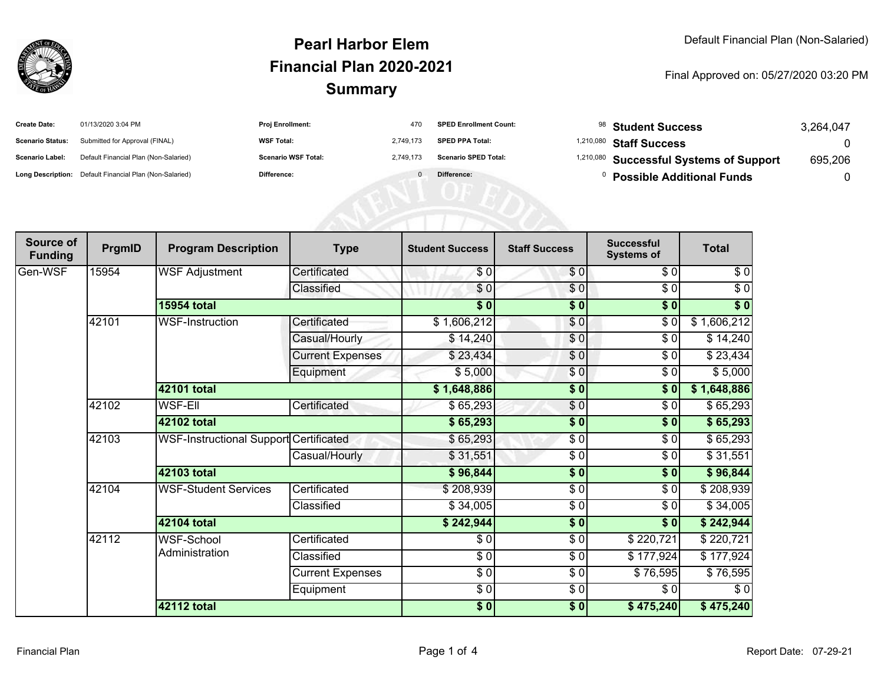Default Financial Plan (Non-Salaried)

# Pearl Harbor Elem
# Financial Plan 2020-2021
# Summary

Final Approved on: 05/27/2020 03:20 PM

| | | | | | |
|---|---|---|---|---|---|
| **Create Date:** | 01/13/2020 3:04 PM | **Proj Enrollment:** | 470 | **SPED Enrollment Count:** | 98 |
| **Scenario Status:** | Submitted for Approval (FINAL) | **WSF Total:** | 2,749,173 | **SPED PPA Total:** | 1,210,080 |
| **Scenario Label:** | Default Financial Plan (Non-Salaried) | **Scenario WSF Total:** | 2,749,173 | **Scenario SPED Total:** | 1,210,080 |
| **Long Description:** | Default Financial Plan (Non-Salaried) | **Difference:** | 0 | **Difference:** | 0 |

| | |
|---|---|
| **Student Success** | 3,264,047 |
| **Staff Success** | 0 |
| **Successful Systems of Support** | 695,206 |
| **Possible Additional Funds** | 0 |

| Source of Funding | PrgmID | Program Description | Type | Student Success | Staff Success | Successful Systems of | Total |
|---|---|---|---|---|---|---|---|
| Gen-WSF | 15954 | WSF Adjustment | Certificated | $ 0 | $ 0 | $ 0 | $ 0 |
| | | | Classified | $ 0 | $ 0 | $ 0 | $ 0 |
| | | **15954 total** | | **$ 0** | **$ 0** | **$ 0** | **$ 0** |
| | 42101 | WSF-Instruction | Certificated | $ 1,606,212 | $ 0 | $ 0 | $ 1,606,212 |
| | | | Casual/Hourly | $ 14,240 | $ 0 | $ 0 | $ 14,240 |
| | | | Current Expenses | $ 23,434 | $ 0 | $ 0 | $ 23,434 |
| | | | Equipment | $ 5,000 | $ 0 | $ 0 | $ 5,000 |
| | | **42101 total** | | **$ 1,648,886** | **$ 0** | **$ 0** | **$ 1,648,886** |
| | 42102 | WSF-Ell | Certificated | $ 65,293 | $ 0 | $ 0 | $ 65,293 |
| | | **42102 total** | | **$ 65,293** | **$ 0** | **$ 0** | **$ 65,293** |
| | 42103 | WSF-Instructional Support | Certificated | $ 65,293 | $ 0 | $ 0 | $ 65,293 |
| | | | Casual/Hourly | $ 31,551 | $ 0 | $ 0 | $ 31,551 |
| | | **42103 total** | | **$ 96,844** | **$ 0** | **$ 0** | **$ 96,844** |
| | 42104 | WSF-Student Services | Certificated | $ 208,939 | $ 0 | $ 0 | $ 208,939 |
| | | | Classified | $ 34,005 | $ 0 | $ 0 | $ 34,005 |
| | | **42104 total** | | **$ 242,944** | **$ 0** | **$ 0** | **$ 242,944** |
| | 42112 | WSF-School Administration | Certificated | $ 0 | $ 0 | $ 220,721 | $ 220,721 |
| | | | Classified | $ 0 | $ 0 | $ 177,924 | $ 177,924 |
| | | | Current Expenses | $ 0 | $ 0 | $ 76,595 | $ 76,595 |
| | | | Equipment | $ 0 | $ 0 | $ 0 | $ 0 |
| | | **42112 total** | | **$ 0** | **$ 0** | **$ 475,240** | **$ 475,240** |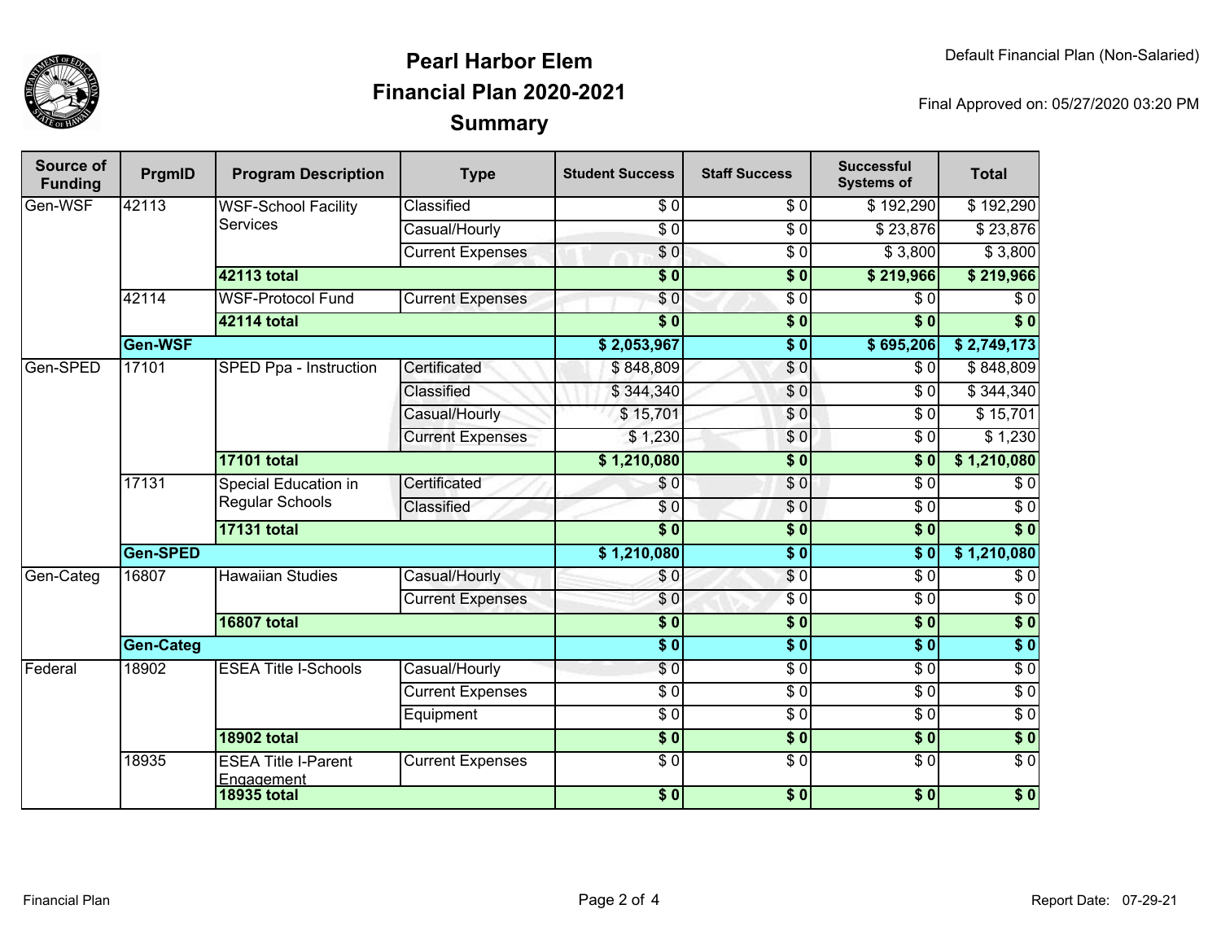# Pearl Harbor Elem
## Financial Plan 2020-2021
## Summary

Default Financial Plan (Non-Salaried)

Final Approved on: 05/27/2020 03:20 PM

| Source of Funding | PrgmID | Program Description | Type | Student Success | Staff Success | Successful Systems of | Total |
|---|---|---|---|---|---|---|---|
| Gen-WSF | 42113 | WSF-School Facility Services | Classified | $ 0 | $ 0 | $ 192,290 | $ 192,290 |
| | | | Casual/Hourly | $ 0 | $ 0 | $ 23,876 | $ 23,876 |
| | | | Current Expenses | $ 0 | $ 0 | $ 3,800 | $ 3,800 |
| | | **42113 total** | | **$ 0** | **$ 0** | **$ 219,966** | **$ 219,966** |
| | 42114 | WSF-Protocol Fund | Current Expenses | $ 0 | $ 0 | $ 0 | $ 0 |
| | | **42114 total** | | **$ 0** | **$ 0** | **$ 0** | **$ 0** |
| | **Gen-WSF** | | | **$ 2,053,967** | **$ 0** | **$ 695,206** | **$ 2,749,173** |
| Gen-SPED | 17101 | SPED Ppa - Instruction | Certificated | $ 848,809 | $ 0 | $ 0 | $ 848,809 |
| | | | Classified | $ 344,340 | $ 0 | $ 0 | $ 344,340 |
| | | | Casual/Hourly | $ 15,701 | $ 0 | $ 0 | $ 15,701 |
| | | | Current Expenses | $ 1,230 | $ 0 | $ 0 | $ 1,230 |
| | | **17101 total** | | **$ 1,210,080** | **$ 0** | **$ 0** | **$ 1,210,080** |
| | 17131 | Special Education in Regular Schools | Certificated | $ 0 | $ 0 | $ 0 | $ 0 |
| | | | Classified | $ 0 | $ 0 | $ 0 | $ 0 |
| | | **17131 total** | | **$ 0** | **$ 0** | **$ 0** | **$ 0** |
| | **Gen-SPED** | | | **$ 1,210,080** | **$ 0** | **$ 0** | **$ 1,210,080** |
| Gen-Categ | 16807 | Hawaiian Studies | Casual/Hourly | $ 0 | $ 0 | $ 0 | $ 0 |
| | | | Current Expenses | $ 0 | $ 0 | $ 0 | $ 0 |
| | | **16807 total** | | **$ 0** | **$ 0** | **$ 0** | **$ 0** |
| | **Gen-Categ** | | | **$ 0** | **$ 0** | **$ 0** | **$ 0** |
| Federal | 18902 | ESEA Title I-Schools | Casual/Hourly | $ 0 | $ 0 | $ 0 | $ 0 |
| | | | Current Expenses | $ 0 | $ 0 | $ 0 | $ 0 |
| | | | Equipment | $ 0 | $ 0 | $ 0 | $ 0 |
| | | **18902 total** | | **$ 0** | **$ 0** | **$ 0** | **$ 0** |
| | 18935 | ESEA Title I-Parent Engagement | Current Expenses | $ 0 | $ 0 | $ 0 | $ 0 |
| | | **18935 total** | | **$ 0** | **$ 0** | **$ 0** | **$ 0** |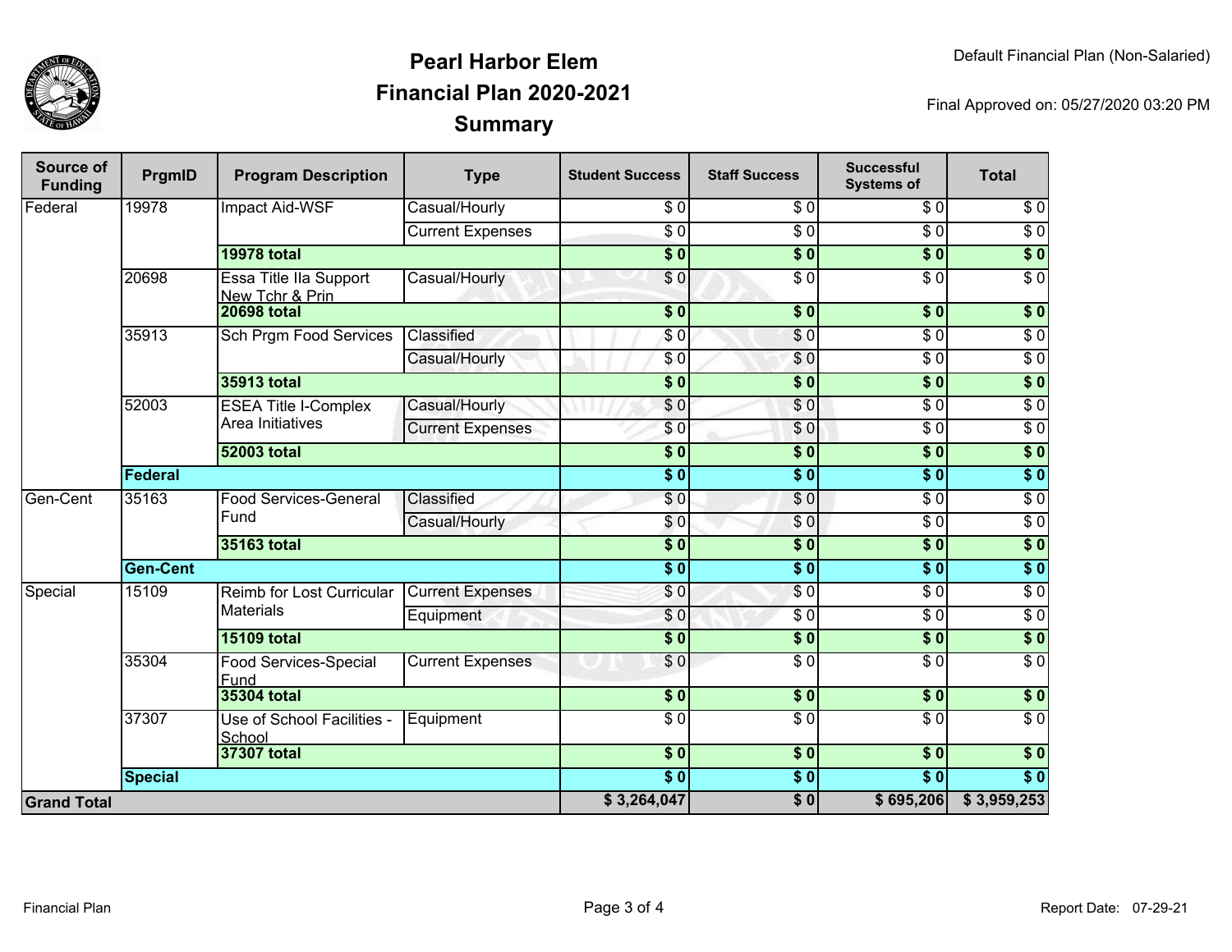# Pearl Harbor Elem
# Financial Plan 2020-2021
# Summary

Default Financial Plan (Non-Salaried)

Final Approved on: 05/27/2020 03:20 PM

| Source of Funding | PrgmID | Program Description | Type | Student Success | Staff Success | Successful Systems of | Total |
|---|---|---|---|---|---|---|---|
| Federal | 19978 | Impact Aid-WSF | Casual/Hourly | $ 0 | $ 0 | $ 0 | $ 0 |
| | | | Current Expenses | $ 0 | $ 0 | $ 0 | $ 0 |
| | | **19978 total** | | **$ 0** | **$ 0** | **$ 0** | **$ 0** |
| | 20698 | Essa Title IIa Support New Tchr & Prin | Casual/Hourly | $ 0 | $ 0 | $ 0 | $ 0 |
| | | **20698 total** | | **$ 0** | **$ 0** | **$ 0** | **$ 0** |
| | 35913 | Sch Prgm Food Services | Classified | $ 0 | $ 0 | $ 0 | $ 0 |
| | | | Casual/Hourly | $ 0 | $ 0 | $ 0 | $ 0 |
| | | **35913 total** | | **$ 0** | **$ 0** | **$ 0** | **$ 0** |
| | 52003 | ESEA Title I-Complex Area Initiatives | Casual/Hourly | $ 0 | $ 0 | $ 0 | $ 0 |
| | | | Current Expenses | $ 0 | $ 0 | $ 0 | $ 0 |
| | | **52003 total** | | **$ 0** | **$ 0** | **$ 0** | **$ 0** |
| | **Federal** | | | **$ 0** | **$ 0** | **$ 0** | **$ 0** |
| Gen-Cent | 35163 | Food Services-General Fund | Classified | $ 0 | $ 0 | $ 0 | $ 0 |
| | | | Casual/Hourly | $ 0 | $ 0 | $ 0 | $ 0 |
| | | **35163 total** | | **$ 0** | **$ 0** | **$ 0** | **$ 0** |
| | **Gen-Cent** | | | **$ 0** | **$ 0** | **$ 0** | **$ 0** |
| Special | 15109 | Reimb for Lost Curricular Materials | Current Expenses | $ 0 | $ 0 | $ 0 | $ 0 |
| | | | Equipment | $ 0 | $ 0 | $ 0 | $ 0 |
| | | **15109 total** | | **$ 0** | **$ 0** | **$ 0** | **$ 0** |
| | 35304 | Food Services-Special Fund | Current Expenses | $ 0 | $ 0 | $ 0 | $ 0 |
| | | **35304 total** | | **$ 0** | **$ 0** | **$ 0** | **$ 0** |
| | 37307 | Use of School Facilities - School | Equipment | $ 0 | $ 0 | $ 0 | $ 0 |
| | | **37307 total** | | **$ 0** | **$ 0** | **$ 0** | **$ 0** |
| | **Special** | | | **$ 0** | **$ 0** | **$ 0** | **$ 0** |
| **Grand Total** | | | | **$ 3,264,047** | **$ 0** | **$ 695,206** | **$ 3,959,253** |

Financial Plan

Report Date: 07-29-21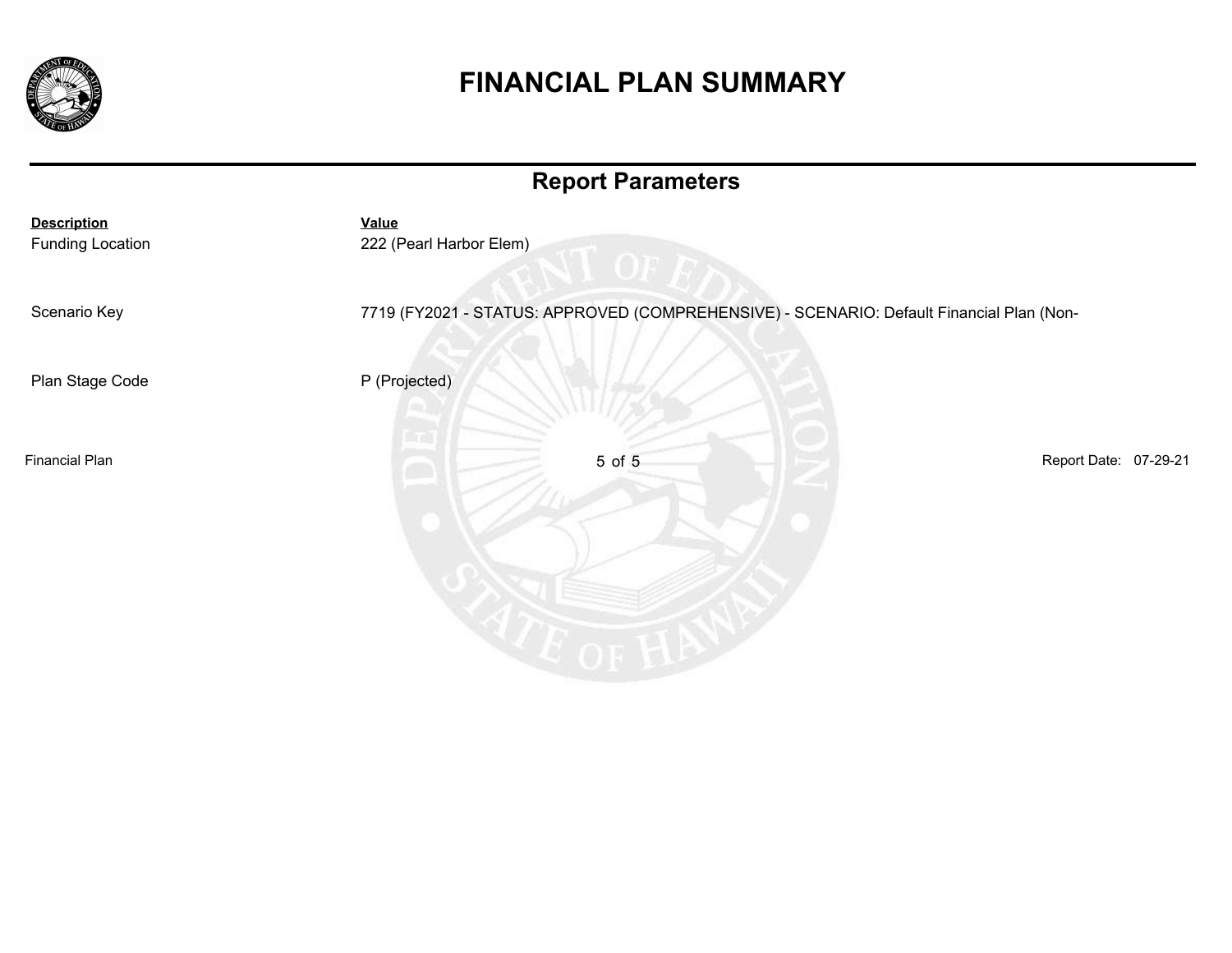# FINANCIAL PLAN SUMMARY

## Report Parameters

| Description | Value |
|---|---|
| Funding Location | 222 (Pearl Harbor Elem) |
| Scenario Key | 7719 (FY2021 - STATUS: APPROVED (COMPREHENSIVE) - SCENARIO: Default Financial Plan (Non- |
| Plan Stage Code | P (Projected) |

Report Date: 07-29-21